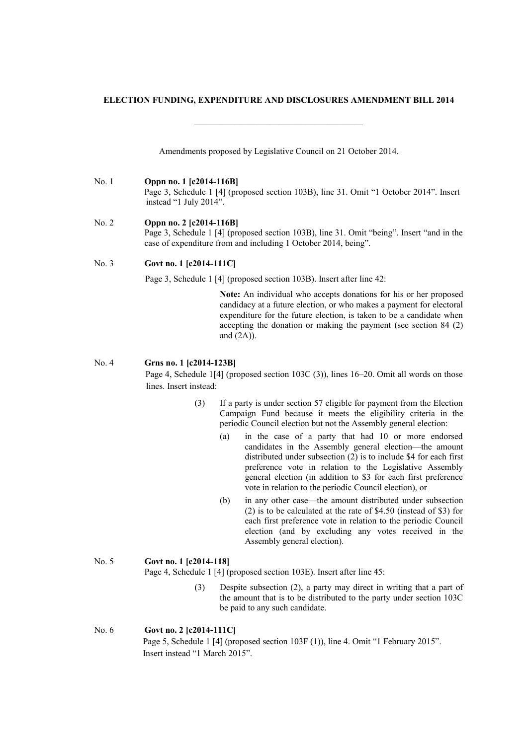**ELECTION FUNDING, EXPENDITURE AND DISCLOSURES AMENDMENT BILL 2014**

---

Amendments proposed by Legislative Council on 21 October 2014.

No. 1 **Oppn no. 1 [c2014-116B]**

Page 3, Schedule 1 [4] (proposed section 103B), line 31. Omit "1 October 2014". Insert instead "1 July 2014".

No. 2 **Oppn no. 2 [c2014-116B]**

Page 3, Schedule 1 [4] (proposed section 103B), line 31. Omit "being". Insert "and in the case of expenditure from and including 1 October 2014, being".

No. 3 **Govt no. 1 [c2014-111C]**

Page 3, Schedule 1 [4] (proposed section 103B). Insert after line 42:

> **Note:** An individual who accepts donations for his or her proposed candidacy at a future election, or who makes a payment for electoral expenditure for the future election, is taken to be a candidate when accepting the donation or making the payment (see section 84 (2) and (2A)).

No. 4 **Grns no. 1 [c2014-123B]**

Page 4, Schedule 1[4] (proposed section 103C (3)), lines 16–20. Omit all words on those lines. Insert instead:

> (3) If a party is under section 57 eligible for payment from the Election Campaign Fund because it meets the eligibility criteria in the periodic Council election but not the Assembly general election:
>
> (a) in the case of a party that had 10 or more endorsed candidates in the Assembly general election—the amount distributed under subsection (2) is to include $4 for each first preference vote in relation to the Legislative Assembly general election (in addition to $3 for each first preference vote in relation to the periodic Council election), or
>
> (b) in any other case—the amount distributed under subsection (2) is to be calculated at the rate of $4.50 (instead of $3) for each first preference vote in relation to the periodic Council election (and by excluding any votes received in the Assembly general election).

No. 5 **Govt no. 1 [c2014-118]**

Page 4, Schedule 1 [4] (proposed section 103E). Insert after line 45:

> (3) Despite subsection (2), a party may direct in writing that a part of the amount that is to be distributed to the party under section 103C be paid to any such candidate.

No. 6 **Govt no. 2 [c2014-111C]**

Page 5, Schedule 1 [4] (proposed section 103F (1)), line 4. Omit "1 February 2015". Insert instead "1 March 2015".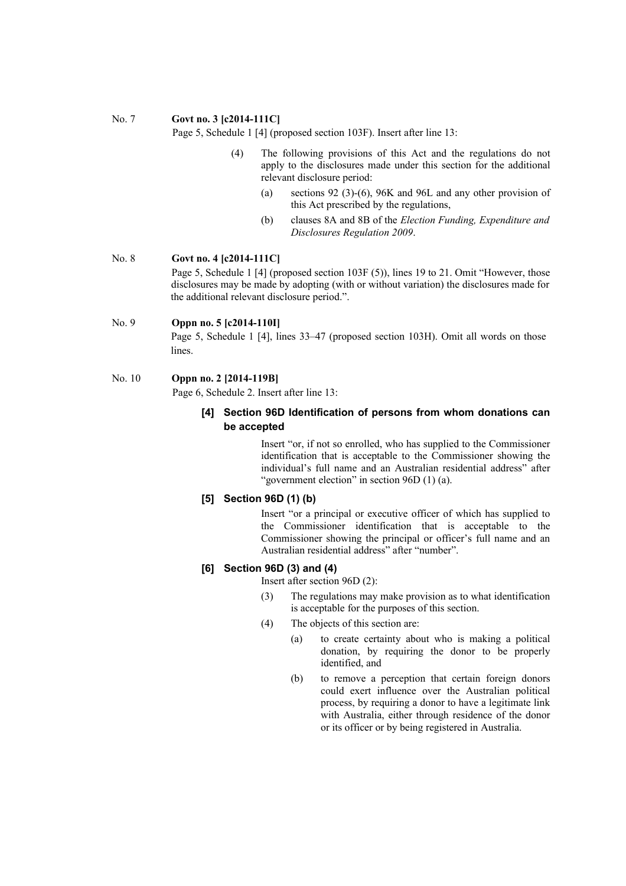No. 7 **Govt no. 3 [c2014-111C]**

Page 5, Schedule 1 [4] (proposed section 103F). Insert after line 13:

> (4) The following provisions of this Act and the regulations do not apply to the disclosures made under this section for the additional relevant disclosure period:
>
> (a) sections 92 (3)-(6), 96K and 96L and any other provision of this Act prescribed by the regulations,
>
> (b) clauses 8A and 8B of the *Election Funding, Expenditure and Disclosures Regulation 2009*.

No. 8 **Govt no. 4 [c2014-111C]**

Page 5, Schedule 1 [4] (proposed section 103F (5)), lines 19 to 21. Omit "However, those disclosures may be made by adopting (with or without variation) the disclosures made for the additional relevant disclosure period.".

No. 9 **Oppn no. 5 [c2014-110I]**

Page 5, Schedule 1 [4], lines 33–47 (proposed section 103H). Omit all words on those lines.

No. 10 **Oppn no. 2 [2014-119B]**

Page 6, Schedule 2. Insert after line 13:

**[4] Section 96D Identification of persons from whom donations can be accepted**

Insert "or, if not so enrolled, who has supplied to the Commissioner identification that is acceptable to the Commissioner showing the individual's full name and an Australian residential address" after "government election" in section 96D (1) (a).

**[5] Section 96D (1) (b)**

Insert "or a principal or executive officer of which has supplied to the Commissioner identification that is acceptable to the Commissioner showing the principal or officer's full name and an Australian residential address" after "number".

**[6] Section 96D (3) and (4)**

Insert after section 96D (2):

> (3) The regulations may make provision as to what identification is acceptable for the purposes of this section.
>
> (4) The objects of this section are:
>
> (a) to create certainty about who is making a political donation, by requiring the donor to be properly identified, and
>
> (b) to remove a perception that certain foreign donors could exert influence over the Australian political process, by requiring a donor to have a legitimate link with Australia, either through residence of the donor or its officer or by being registered in Australia.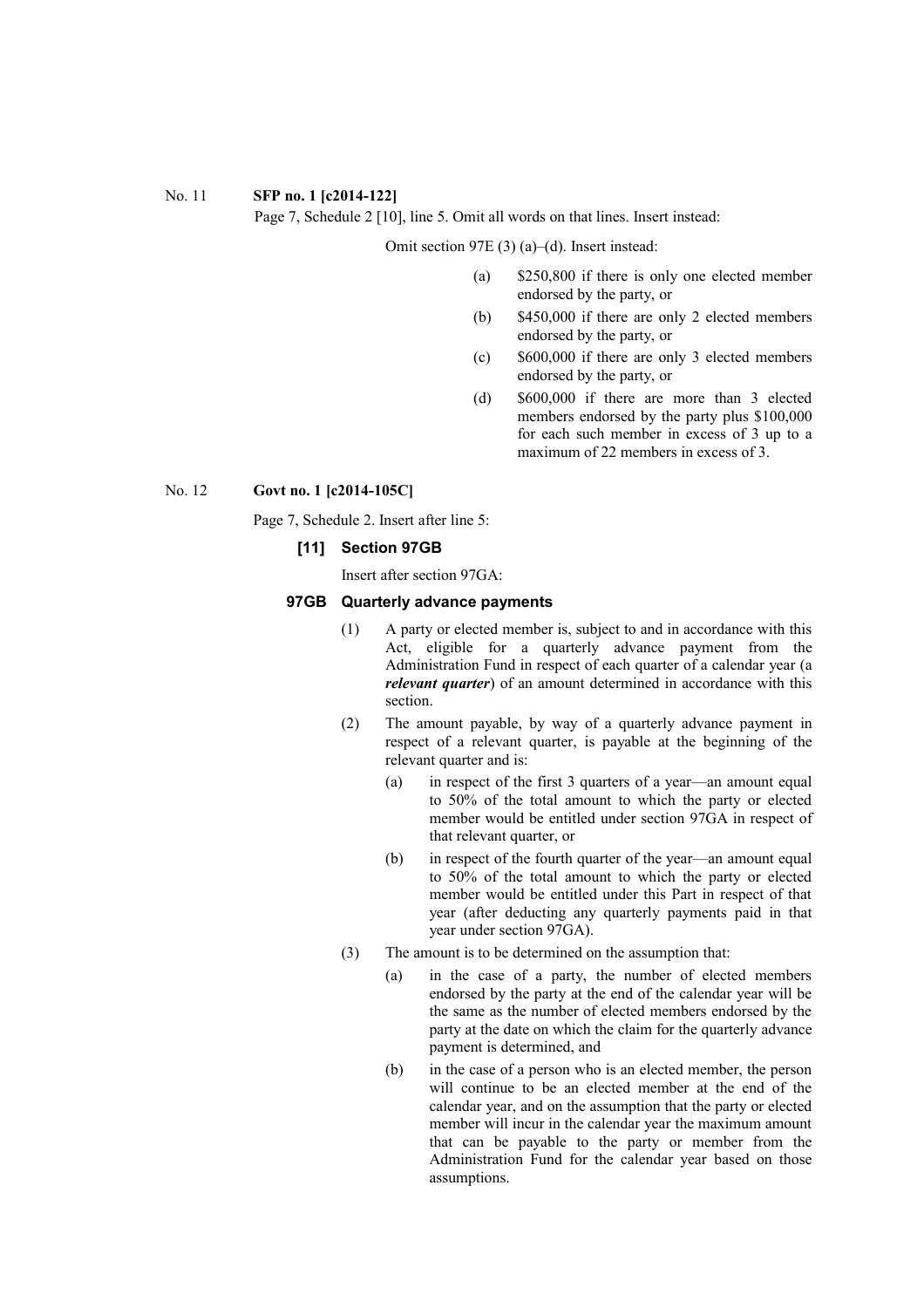No. 11 **SFP no. 1 [c2014-122]**

Page 7, Schedule 2 [10], line 5. Omit all words on that lines. Insert instead:

Omit section 97E (3) (a)–(d). Insert instead:

(a) $250,800 if there is only one elected member endorsed by the party, or

(b) $450,000 if there are only 2 elected members endorsed by the party, or

(c) $600,000 if there are only 3 elected members endorsed by the party, or

(d) $600,000 if there are more than 3 elected members endorsed by the party plus $100,000 for each such member in excess of 3 up to a maximum of 22 members in excess of 3.

No. 12 **Govt no. 1 [c2014-105C]**

Page 7, Schedule 2. Insert after line 5:

**[11] Section 97GB**

Insert after section 97GA:

**97GB Quarterly advance payments**

(1) A party or elected member is, subject to and in accordance with this Act, eligible for a quarterly advance payment from the Administration Fund in respect of each quarter of a calendar year (a ***relevant quarter***) of an amount determined in accordance with this section.

(2) The amount payable, by way of a quarterly advance payment in respect of a relevant quarter, is payable at the beginning of the relevant quarter and is:

(a) in respect of the first 3 quarters of a year—an amount equal to 50% of the total amount to which the party or elected member would be entitled under section 97GA in respect of that relevant quarter, or

(b) in respect of the fourth quarter of the year—an amount equal to 50% of the total amount to which the party or elected member would be entitled under this Part in respect of that year (after deducting any quarterly payments paid in that year under section 97GA).

(3) The amount is to be determined on the assumption that:

(a) in the case of a party, the number of elected members endorsed by the party at the end of the calendar year will be the same as the number of elected members endorsed by the party at the date on which the claim for the quarterly advance payment is determined, and

(b) in the case of a person who is an elected member, the person will continue to be an elected member at the end of the calendar year, and on the assumption that the party or elected member will incur in the calendar year the maximum amount that can be payable to the party or member from the Administration Fund for the calendar year based on those assumptions.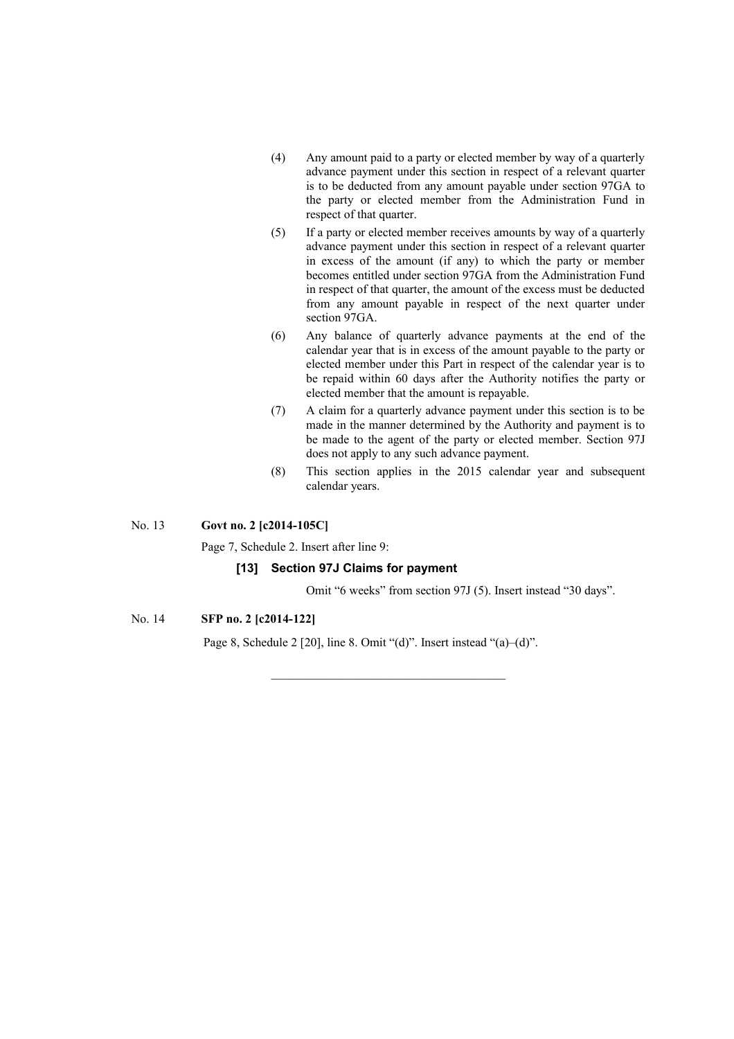(4) Any amount paid to a party or elected member by way of a quarterly advance payment under this section in respect of a relevant quarter is to be deducted from any amount payable under section 97GA to the party or elected member from the Administration Fund in respect of that quarter.

(5) If a party or elected member receives amounts by way of a quarterly advance payment under this section in respect of a relevant quarter in excess of the amount (if any) to which the party or member becomes entitled under section 97GA from the Administration Fund in respect of that quarter, the amount of the excess must be deducted from any amount payable in respect of the next quarter under section 97GA.

(6) Any balance of quarterly advance payments at the end of the calendar year that is in excess of the amount payable to the party or elected member under this Part in respect of the calendar year is to be repaid within 60 days after the Authority notifies the party or elected member that the amount is repayable.

(7) A claim for a quarterly advance payment under this section is to be made in the manner determined by the Authority and payment is to be made to the agent of the party or elected member. Section 97J does not apply to any such advance payment.

(8) This section applies in the 2015 calendar year and subsequent calendar years.

No. 13 **Govt no. 2 [c2014-105C]**

Page 7, Schedule 2. Insert after line 9:

**[13] Section 97J Claims for payment**

Omit “6 weeks” from section 97J (5). Insert instead “30 days”.

No. 14 **SFP no. 2 [c2014-122]**

Page 8, Schedule 2 [20], line 8. Omit “(d)”. Insert instead “(a)–(d)”.